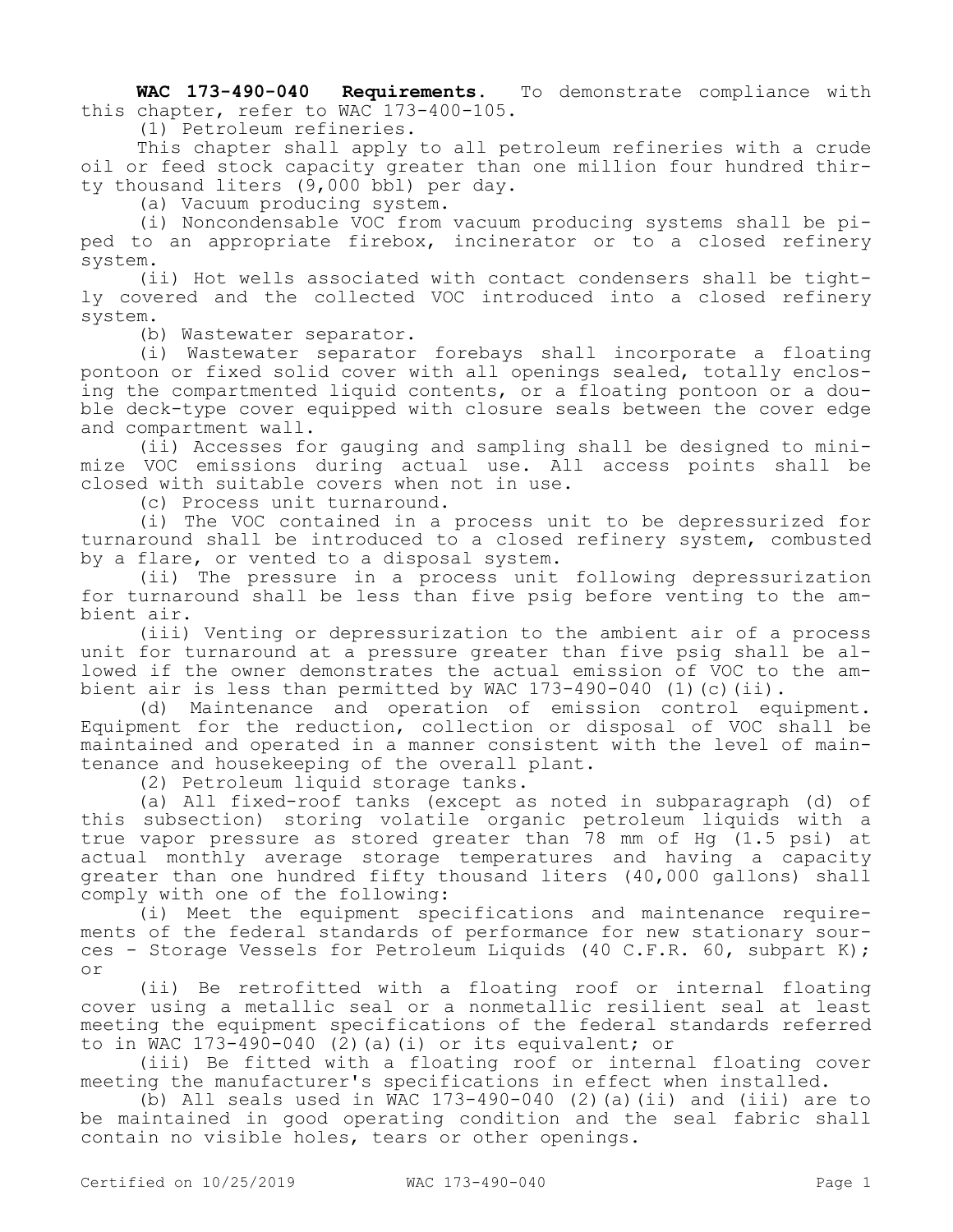**WAC 173-490-040 Requirements.** To demonstrate compliance with this chapter, refer to WAC 173-400-105.

(1) Petroleum refineries.

This chapter shall apply to all petroleum refineries with a crude oil or feed stock capacity greater than one million four hundred thirty thousand liters (9,000 bbl) per day.

(a) Vacuum producing system.

(i) Noncondensable VOC from vacuum producing systems shall be piped to an appropriate firebox, incinerator or to a closed refinery system.

(ii) Hot wells associated with contact condensers shall be tightly covered and the collected VOC introduced into a closed refinery system.

(b) Wastewater separator.

(i) Wastewater separator forebays shall incorporate a floating pontoon or fixed solid cover with all openings sealed, totally enclosing the compartmented liquid contents, or a floating pontoon or a double deck-type cover equipped with closure seals between the cover edge and compartment wall.

(ii) Accesses for gauging and sampling shall be designed to minimize VOC emissions during actual use. All access points shall be closed with suitable covers when not in use.

(c) Process unit turnaround.

(i) The VOC contained in a process unit to be depressurized for turnaround shall be introduced to a closed refinery system, combusted by a flare, or vented to a disposal system.

(ii) The pressure in a process unit following depressurization for turnaround shall be less than five psig before venting to the ambient air.

(iii) Venting or depressurization to the ambient air of a process unit for turnaround at a pressure greater than five psig shall be allowed if the owner demonstrates the actual emission of VOC to the ambient air is less than permitted by WAC 173-490-040 (1)(c)(ii).

(d) Maintenance and operation of emission control equipment. Equipment for the reduction, collection or disposal of VOC shall be maintained and operated in a manner consistent with the level of maintenance and housekeeping of the overall plant.

(2) Petroleum liquid storage tanks.

(a) All fixed-roof tanks (except as noted in subparagraph (d) of this subsection) storing volatile organic petroleum liquids with a true vapor pressure as stored greater than 78 mm of Hg (1.5 psi) at actual monthly average storage temperatures and having a capacity greater than one hundred fifty thousand liters (40,000 gallons) shall comply with one of the following:

(i) Meet the equipment specifications and maintenance requirements of the federal standards of performance for new stationary sources - Storage Vessels for Petroleum Liquids (40 C.F.R. 60, subpart K); or

(ii) Be retrofitted with a floating roof or internal floating cover using a metallic seal or a nonmetallic resilient seal at least meeting the equipment specifications of the federal standards referred to in WAC 173-490-040 (2)(a)(i) or its equivalent; or

(iii) Be fitted with a floating roof or internal floating cover meeting the manufacturer's specifications in effect when installed.

(b) All seals used in WAC 173-490-040 (2)(a)(ii) and (iii) are to be maintained in good operating condition and the seal fabric shall contain no visible holes, tears or other openings.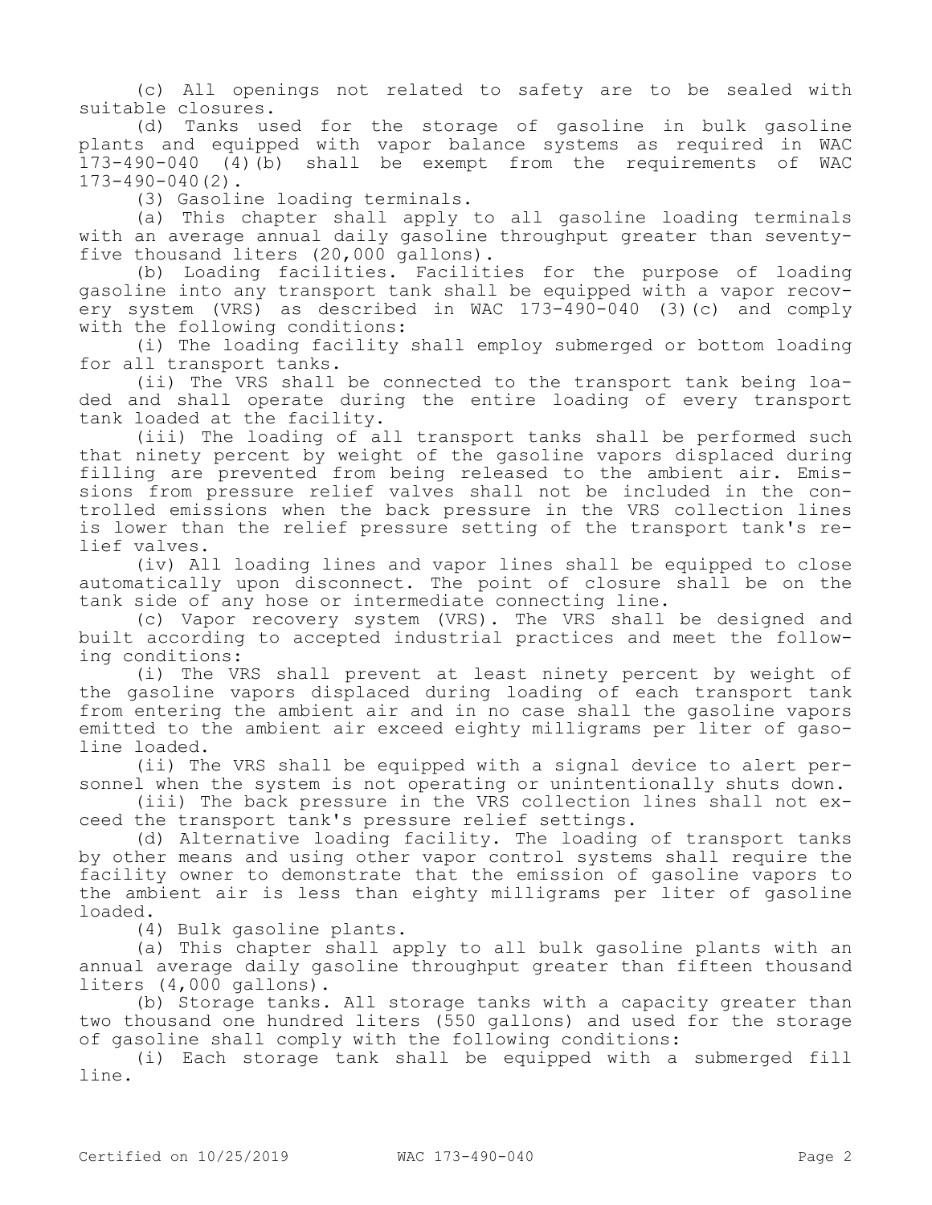(c) All openings not related to safety are to be sealed with suitable closures.

(d) Tanks used for the storage of gasoline in bulk gasoline plants and equipped with vapor balance systems as required in WAC 173-490-040 (4)(b) shall be exempt from the requirements of WAC 173-490-040(2).

(3) Gasoline loading terminals.

(a) This chapter shall apply to all gasoline loading terminals with an average annual daily gasoline throughput greater than seventy-five thousand liters (20,000 gallons).

(b) Loading facilities. Facilities for the purpose of loading gasoline into any transport tank shall be equipped with a vapor recovery system (VRS) as described in WAC 173-490-040 (3)(c) and comply with the following conditions:

(i) The loading facility shall employ submerged or bottom loading for all transport tanks.

(ii) The VRS shall be connected to the transport tank being loaded and shall operate during the entire loading of every transport tank loaded at the facility.

(iii) The loading of all transport tanks shall be performed such that ninety percent by weight of the gasoline vapors displaced during filling are prevented from being released to the ambient air. Emissions from pressure relief valves shall not be included in the controlled emissions when the back pressure in the VRS collection lines is lower than the relief pressure setting of the transport tank's relief valves.

(iv) All loading lines and vapor lines shall be equipped to close automatically upon disconnect. The point of closure shall be on the tank side of any hose or intermediate connecting line.

(c) Vapor recovery system (VRS). The VRS shall be designed and built according to accepted industrial practices and meet the following conditions:

(i) The VRS shall prevent at least ninety percent by weight of the gasoline vapors displaced during loading of each transport tank from entering the ambient air and in no case shall the gasoline vapors emitted to the ambient air exceed eighty milligrams per liter of gasoline loaded.

(ii) The VRS shall be equipped with a signal device to alert personnel when the system is not operating or unintentionally shuts down.

(iii) The back pressure in the VRS collection lines shall not exceed the transport tank's pressure relief settings.

(d) Alternative loading facility. The loading of transport tanks by other means and using other vapor control systems shall require the facility owner to demonstrate that the emission of gasoline vapors to the ambient air is less than eighty milligrams per liter of gasoline loaded.

(4) Bulk gasoline plants.

(a) This chapter shall apply to all bulk gasoline plants with an annual average daily gasoline throughput greater than fifteen thousand liters (4,000 gallons).

(b) Storage tanks. All storage tanks with a capacity greater than two thousand one hundred liters (550 gallons) and used for the storage of gasoline shall comply with the following conditions:

(i) Each storage tank shall be equipped with a submerged fill line.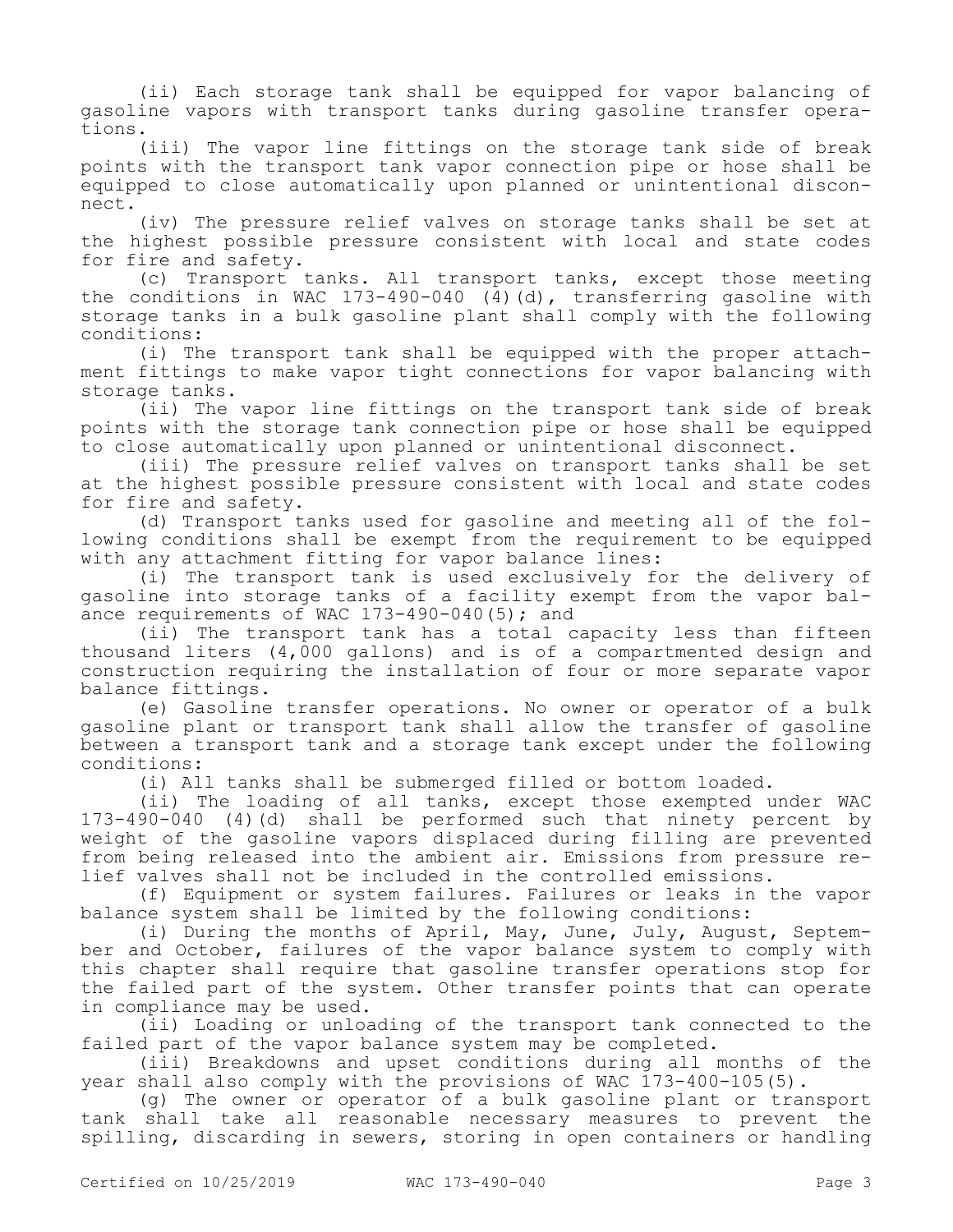(ii) Each storage tank shall be equipped for vapor balancing of gasoline vapors with transport tanks during gasoline transfer operations.

(iii) The vapor line fittings on the storage tank side of break points with the transport tank vapor connection pipe or hose shall be equipped to close automatically upon planned or unintentional disconnect.

(iv) The pressure relief valves on storage tanks shall be set at the highest possible pressure consistent with local and state codes for fire and safety.

(c) Transport tanks. All transport tanks, except those meeting the conditions in WAC 173-490-040 (4)(d), transferring gasoline with storage tanks in a bulk gasoline plant shall comply with the following conditions:

(i) The transport tank shall be equipped with the proper attachment fittings to make vapor tight connections for vapor balancing with storage tanks.

(ii) The vapor line fittings on the transport tank side of break points with the storage tank connection pipe or hose shall be equipped to close automatically upon planned or unintentional disconnect.

(iii) The pressure relief valves on transport tanks shall be set at the highest possible pressure consistent with local and state codes for fire and safety.

(d) Transport tanks used for gasoline and meeting all of the following conditions shall be exempt from the requirement to be equipped with any attachment fitting for vapor balance lines:

(i) The transport tank is used exclusively for the delivery of gasoline into storage tanks of a facility exempt from the vapor balance requirements of WAC 173-490-040(5); and

(ii) The transport tank has a total capacity less than fifteen thousand liters (4,000 gallons) and is of a compartmented design and construction requiring the installation of four or more separate vapor balance fittings.

(e) Gasoline transfer operations. No owner or operator of a bulk gasoline plant or transport tank shall allow the transfer of gasoline between a transport tank and a storage tank except under the following conditions:

(i) All tanks shall be submerged filled or bottom loaded.

(ii) The loading of all tanks, except those exempted under WAC 173-490-040 (4)(d) shall be performed such that ninety percent by weight of the gasoline vapors displaced during filling are prevented from being released into the ambient air. Emissions from pressure relief valves shall not be included in the controlled emissions.

(f) Equipment or system failures. Failures or leaks in the vapor balance system shall be limited by the following conditions:

(i) During the months of April, May, June, July, August, September and October, failures of the vapor balance system to comply with this chapter shall require that gasoline transfer operations stop for the failed part of the system. Other transfer points that can operate in compliance may be used.

(ii) Loading or unloading of the transport tank connected to the failed part of the vapor balance system may be completed.

(iii) Breakdowns and upset conditions during all months of the year shall also comply with the provisions of WAC 173-400-105(5).

(g) The owner or operator of a bulk gasoline plant or transport tank shall take all reasonable necessary measures to prevent the spilling, discarding in sewers, storing in open containers or handling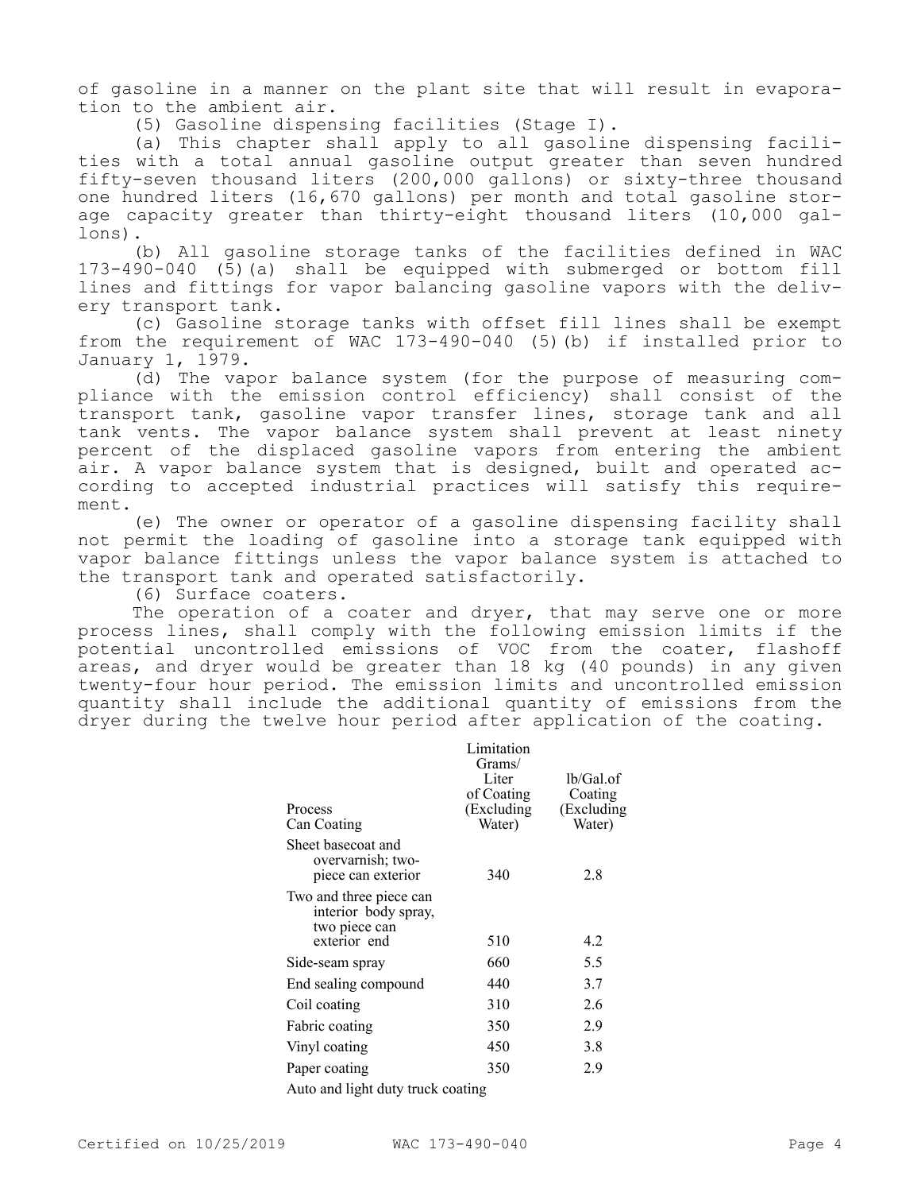of gasoline in a manner on the plant site that will result in evaporation to the ambient air.

(5) Gasoline dispensing facilities (Stage I).

(a) This chapter shall apply to all gasoline dispensing facilities with a total annual gasoline output greater than seven hundred fifty-seven thousand liters (200,000 gallons) or sixty-three thousand one hundred liters (16,670 gallons) per month and total gasoline storage capacity greater than thirty-eight thousand liters (10,000 gallons).

(b) All gasoline storage tanks of the facilities defined in WAC 173-490-040 (5)(a) shall be equipped with submerged or bottom fill lines and fittings for vapor balancing gasoline vapors with the delivery transport tank.

(c) Gasoline storage tanks with offset fill lines shall be exempt from the requirement of WAC 173-490-040 (5)(b) if installed prior to January 1, 1979.

(d) The vapor balance system (for the purpose of measuring compliance with the emission control efficiency) shall consist of the transport tank, gasoline vapor transfer lines, storage tank and all tank vents. The vapor balance system shall prevent at least ninety percent of the displaced gasoline vapors from entering the ambient air. A vapor balance system that is designed, built and operated according to accepted industrial practices will satisfy this requirement.

(e) The owner or operator of a gasoline dispensing facility shall not permit the loading of gasoline into a storage tank equipped with vapor balance fittings unless the vapor balance system is attached to the transport tank and operated satisfactorily.

(6) Surface coaters.

The operation of a coater and dryer, that may serve one or more process lines, shall comply with the following emission limits if the potential uncontrolled emissions of VOC from the coater, flashoff areas, and dryer would be greater than 18 kg (40 pounds) in any given twenty-four hour period. The emission limits and uncontrolled emission quantity shall include the additional quantity of emissions from the dryer during the twelve hour period after application of the coating.

| Process Can Coating | Limitation Grams/ Liter of Coating (Excluding Water) | lb/Gal.of Coating (Excluding Water) |
|---|---|---|
| Sheet basecoat and overvarnish; two-piece can exterior | 340 | 2.8 |
| Two and three piece can interior body spray, two piece can exterior end | 510 | 4.2 |
| Side-seam spray | 660 | 5.5 |
| End sealing compound | 440 | 3.7 |
| Coil coating | 310 | 2.6 |
| Fabric coating | 350 | 2.9 |
| Vinyl coating | 450 | 3.8 |
| Paper coating | 350 | 2.9 |
| Auto and light duty truck coating | | |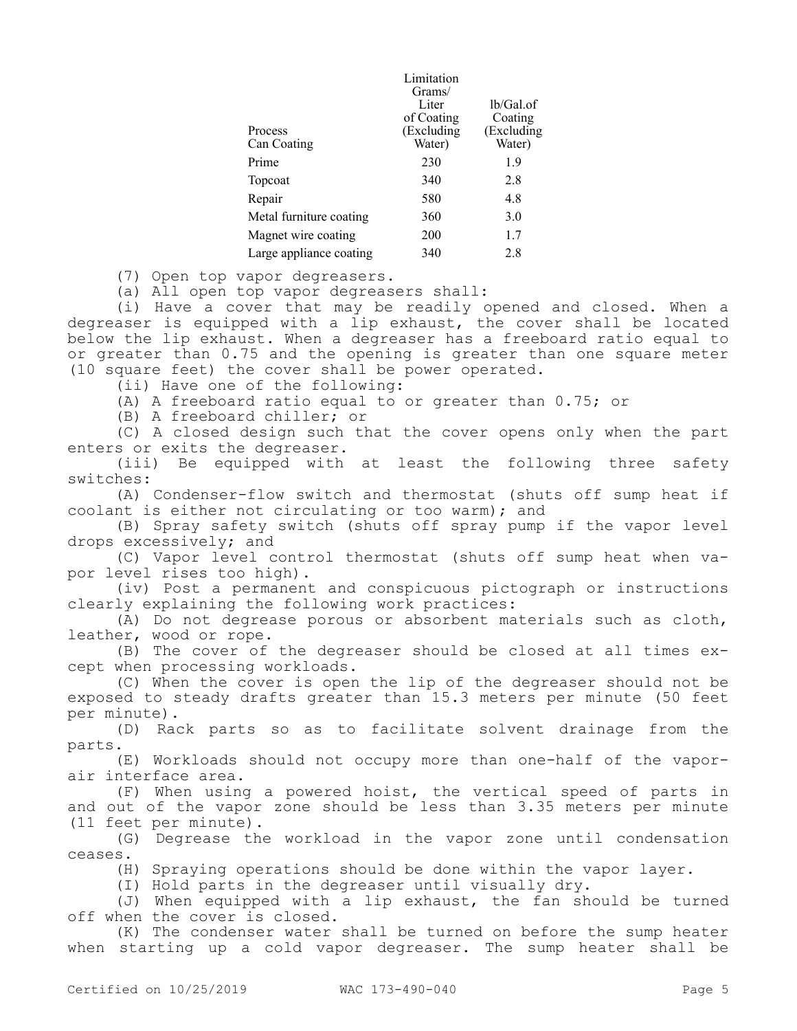| Process | Limitation Grams/ Liter of Coating (Excluding Water) | lb/Gal.of Coating (Excluding Water) |
| --- | --- | --- |
| Can Coating | | |
| Prime | 230 | 1.9 |
| Topcoat | 340 | 2.8 |
| Repair | 580 | 4.8 |
| Metal furniture coating | 360 | 3.0 |
| Magnet wire coating | 200 | 1.7 |
| Large appliance coating | 340 | 2.8 |

(7) Open top vapor degreasers.

(a) All open top vapor degreasers shall:

(i) Have a cover that may be readily opened and closed. When a degreaser is equipped with a lip exhaust, the cover shall be located below the lip exhaust. When a degreaser has a freeboard ratio equal to or greater than 0.75 and the opening is greater than one square meter (10 square feet) the cover shall be power operated.

(ii) Have one of the following:

(A) A freeboard ratio equal to or greater than 0.75; or

(B) A freeboard chiller; or

(C) A closed design such that the cover opens only when the part enters or exits the degreaser.

(iii) Be equipped with at least the following three safety switches:

(A) Condenser-flow switch and thermostat (shuts off sump heat if coolant is either not circulating or too warm); and

(B) Spray safety switch (shuts off spray pump if the vapor level drops excessively; and

(C) Vapor level control thermostat (shuts off sump heat when vapor level rises too high).

(iv) Post a permanent and conspicuous pictograph or instructions clearly explaining the following work practices:

(A) Do not degrease porous or absorbent materials such as cloth, leather, wood or rope.

(B) The cover of the degreaser should be closed at all times except when processing workloads.

(C) When the cover is open the lip of the degreaser should not be exposed to steady drafts greater than 15.3 meters per minute (50 feet per minute).

(D) Rack parts so as to facilitate solvent drainage from the parts.

(E) Workloads should not occupy more than one-half of the vapor-air interface area.

(F) When using a powered hoist, the vertical speed of parts in and out of the vapor zone should be less than 3.35 meters per minute (11 feet per minute).

(G) Degrease the workload in the vapor zone until condensation ceases.

(H) Spraying operations should be done within the vapor layer.

(I) Hold parts in the degreaser until visually dry.

(J) When equipped with a lip exhaust, the fan should be turned off when the cover is closed.

(K) The condenser water shall be turned on before the sump heater when starting up a cold vapor degreaser. The sump heater shall be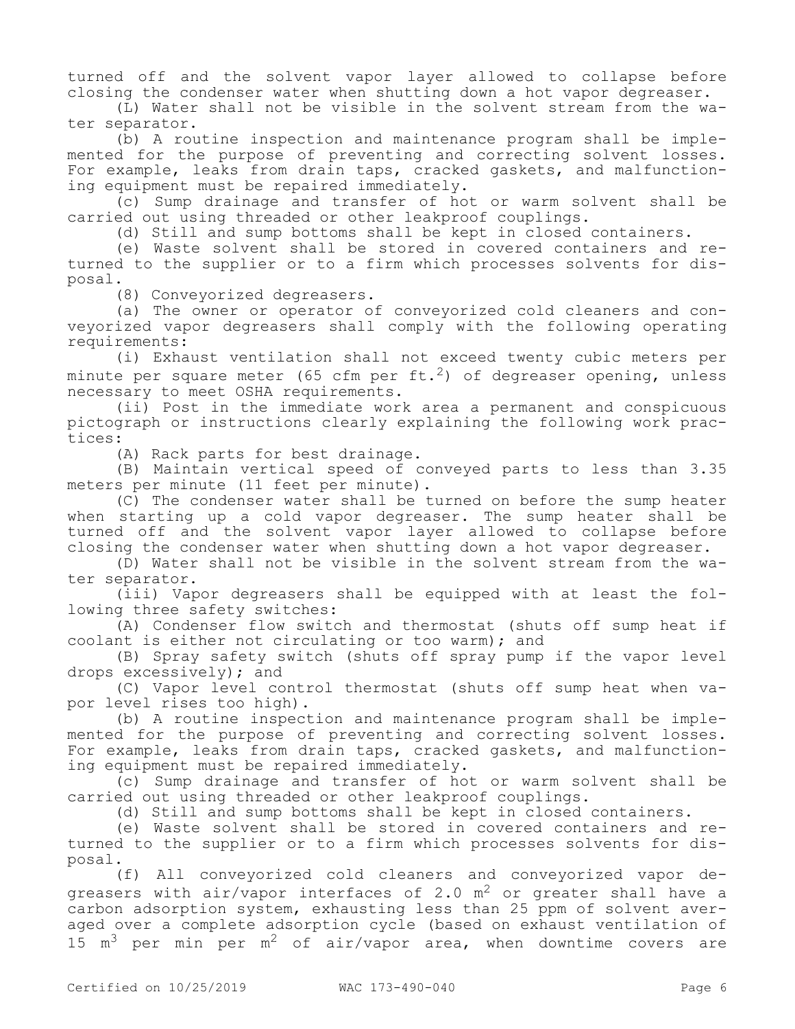turned off and the solvent vapor layer allowed to collapse before closing the condenser water when shutting down a hot vapor degreaser.

(L) Water shall not be visible in the solvent stream from the water separator.

(b) A routine inspection and maintenance program shall be implemented for the purpose of preventing and correcting solvent losses. For example, leaks from drain taps, cracked gaskets, and malfunctioning equipment must be repaired immediately.

(c) Sump drainage and transfer of hot or warm solvent shall be carried out using threaded or other leakproof couplings.

(d) Still and sump bottoms shall be kept in closed containers.

(e) Waste solvent shall be stored in covered containers and returned to the supplier or to a firm which processes solvents for disposal.

(8) Conveyorized degreasers.

(a) The owner or operator of conveyorized cold cleaners and conveyorized vapor degreasers shall comply with the following operating requirements:

(i) Exhaust ventilation shall not exceed twenty cubic meters per minute per square meter (65 cfm per $ft.^2$) of degreaser opening, unless necessary to meet OSHA requirements.

(ii) Post in the immediate work area a permanent and conspicuous pictograph or instructions clearly explaining the following work practices:

(A) Rack parts for best drainage.

(B) Maintain vertical speed of conveyed parts to less than 3.35 meters per minute (11 feet per minute).

(C) The condenser water shall be turned on before the sump heater when starting up a cold vapor degreaser. The sump heater shall be turned off and the solvent vapor layer allowed to collapse before closing the condenser water when shutting down a hot vapor degreaser.

(D) Water shall not be visible in the solvent stream from the water separator.

(iii) Vapor degreasers shall be equipped with at least the following three safety switches:

(A) Condenser flow switch and thermostat (shuts off sump heat if coolant is either not circulating or too warm); and

(B) Spray safety switch (shuts off spray pump if the vapor level drops excessively); and

(C) Vapor level control thermostat (shuts off sump heat when vapor level rises too high).

(b) A routine inspection and maintenance program shall be implemented for the purpose of preventing and correcting solvent losses. For example, leaks from drain taps, cracked gaskets, and malfunctioning equipment must be repaired immediately.

(c) Sump drainage and transfer of hot or warm solvent shall be carried out using threaded or other leakproof couplings.

(d) Still and sump bottoms shall be kept in closed containers.

(e) Waste solvent shall be stored in covered containers and returned to the supplier or to a firm which processes solvents for disposal.

(f) All conveyorized cold cleaners and conveyorized vapor degreasers with air/vapor interfaces of 2.0 $m^2$ or greater shall have a carbon adsorption system, exhausting less than 25 ppm of solvent averaged over a complete adsorption cycle (based on exhaust ventilation of 15 $m^3$ per min per $m^2$ of air/vapor area, when downtime covers are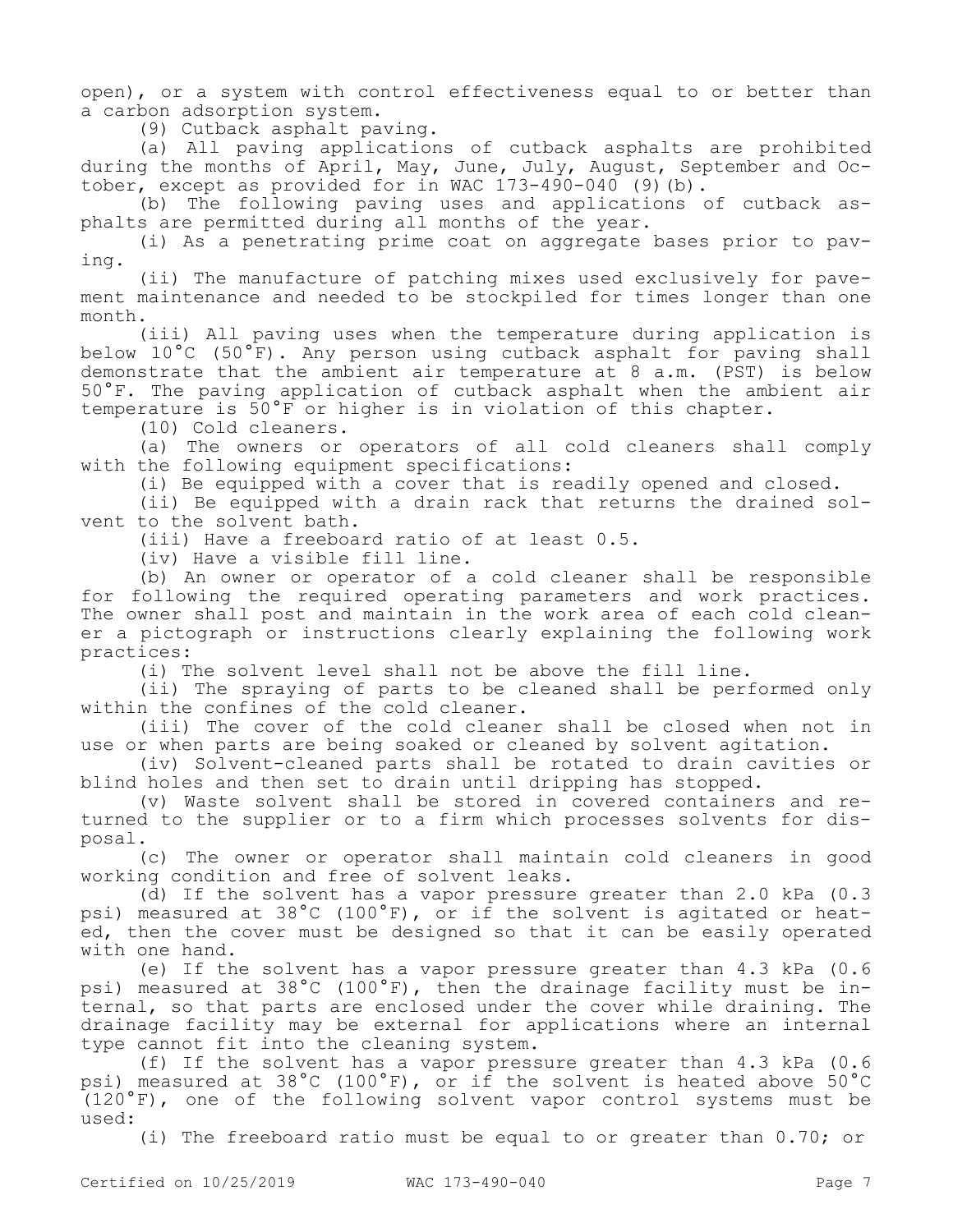open), or a system with control effectiveness equal to or better than a carbon adsorption system.

(9) Cutback asphalt paving.

(a) All paving applications of cutback asphalts are prohibited during the months of April, May, June, July, August, September and October, except as provided for in WAC 173-490-040 (9)(b).

(b) The following paving uses and applications of cutback asphalts are permitted during all months of the year.

(i) As a penetrating prime coat on aggregate bases prior to paving.

(ii) The manufacture of patching mixes used exclusively for pavement maintenance and needed to be stockpiled for times longer than one month.

(iii) All paving uses when the temperature during application is below 10°C (50°F). Any person using cutback asphalt for paving shall demonstrate that the ambient air temperature at 8 a.m. (PST) is below 50°F. The paving application of cutback asphalt when the ambient air temperature is 50°F or higher is in violation of this chapter.

(10) Cold cleaners.

(a) The owners or operators of all cold cleaners shall comply with the following equipment specifications:

(i) Be equipped with a cover that is readily opened and closed.

(ii) Be equipped with a drain rack that returns the drained solvent to the solvent bath.

(iii) Have a freeboard ratio of at least 0.5.

(iv) Have a visible fill line.

(b) An owner or operator of a cold cleaner shall be responsible for following the required operating parameters and work practices. The owner shall post and maintain in the work area of each cold cleaner a pictograph or instructions clearly explaining the following work practices:

(i) The solvent level shall not be above the fill line.

(ii) The spraying of parts to be cleaned shall be performed only within the confines of the cold cleaner.

(iii) The cover of the cold cleaner shall be closed when not in use or when parts are being soaked or cleaned by solvent agitation.

(iv) Solvent-cleaned parts shall be rotated to drain cavities or blind holes and then set to drain until dripping has stopped.

(v) Waste solvent shall be stored in covered containers and returned to the supplier or to a firm which processes solvents for disposal.

(c) The owner or operator shall maintain cold cleaners in good working condition and free of solvent leaks.

(d) If the solvent has a vapor pressure greater than 2.0 kPa (0.3 psi) measured at 38°C (100°F), or if the solvent is agitated or heated, then the cover must be designed so that it can be easily operated with one hand.

(e) If the solvent has a vapor pressure greater than 4.3 kPa (0.6 psi) measured at 38°C (100°F), then the drainage facility must be internal, so that parts are enclosed under the cover while draining. The drainage facility may be external for applications where an internal type cannot fit into the cleaning system.

(f) If the solvent has a vapor pressure greater than 4.3 kPa (0.6 psi) measured at 38°C (100°F), or if the solvent is heated above 50°C (120°F), one of the following solvent vapor control systems must be used:

(i) The freeboard ratio must be equal to or greater than 0.70; or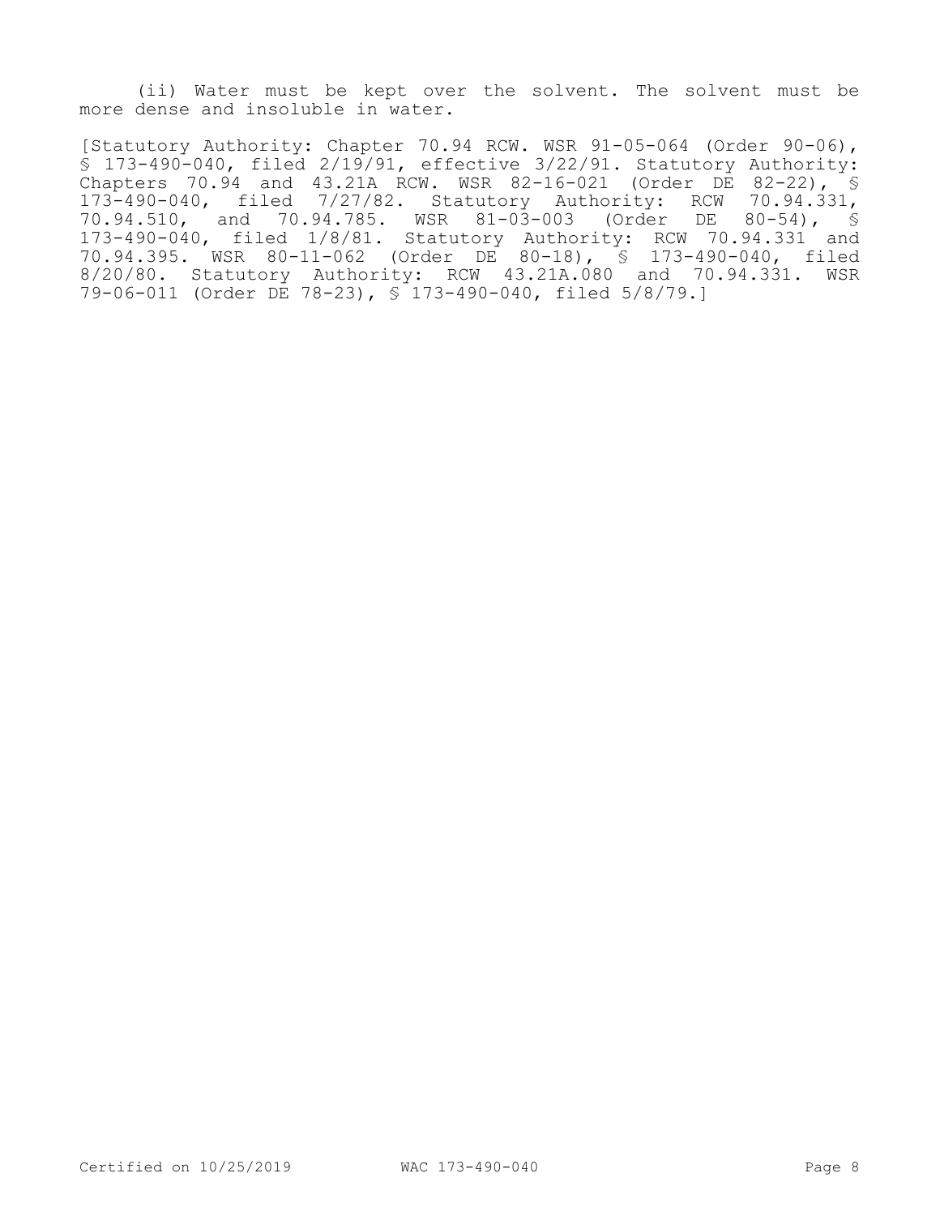(ii) Water must be kept over the solvent. The solvent must be more dense and insoluble in water.

[Statutory Authority: Chapter 70.94 RCW. WSR 91-05-064 (Order 90-06), § 173-490-040, filed 2/19/91, effective 3/22/91. Statutory Authority: Chapters 70.94 and 43.21A RCW. WSR 82-16-021 (Order DE 82-22), § 173-490-040, filed 7/27/82. Statutory Authority: RCW 70.94.331, 70.94.510, and 70.94.785. WSR 81-03-003 (Order DE 80-54), § 173-490-040, filed 1/8/81. Statutory Authority: RCW 70.94.331 and 70.94.395. WSR 80-11-062 (Order DE 80-18), § 173-490-040, filed 8/20/80. Statutory Authority: RCW 43.21A.080 and 70.94.331. WSR 79-06-011 (Order DE 78-23), § 173-490-040, filed 5/8/79.]